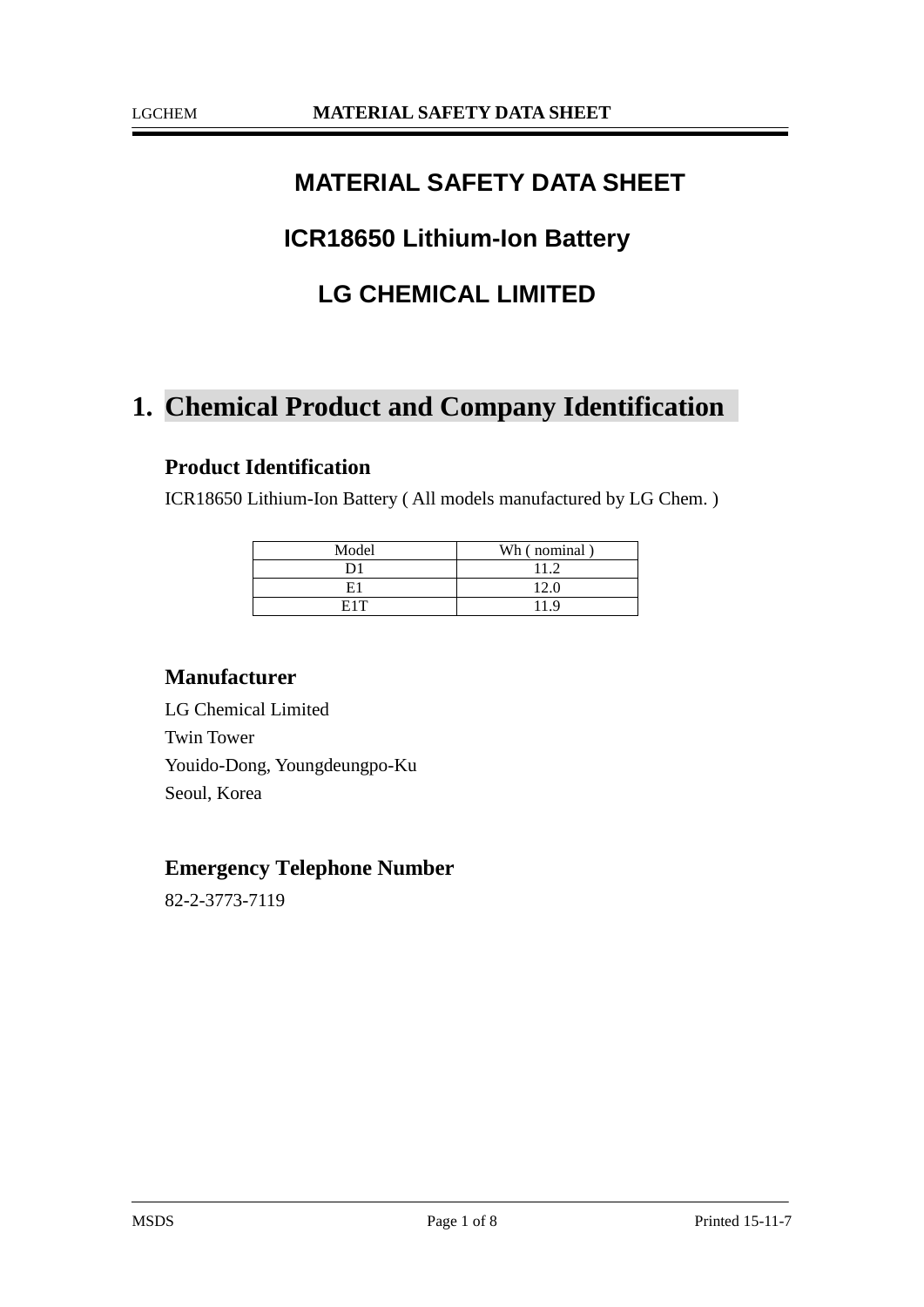# MATERIAL SAFETY DATA SHEET

## ICR18650 Lithium-Ion Battery

## LG CHEMICAL LIMITED

## 1. Chemical Product and Company Identification

### Product Identification

ICR18650 Lithium-Ion Battery ( All models manufactured by LG Chem. )

| Model | Wh ( nominal ) |
|---|---|
| D1 | 11.2 |
| E1 | 12.0 |
| E1T | 11.9 |

### Manufacturer

LG Chemical Limited
Twin Tower
Youido-Dong, Youngdeungpo-Ku
Seoul, Korea

### Emergency Telephone Number

82-2-3773-7119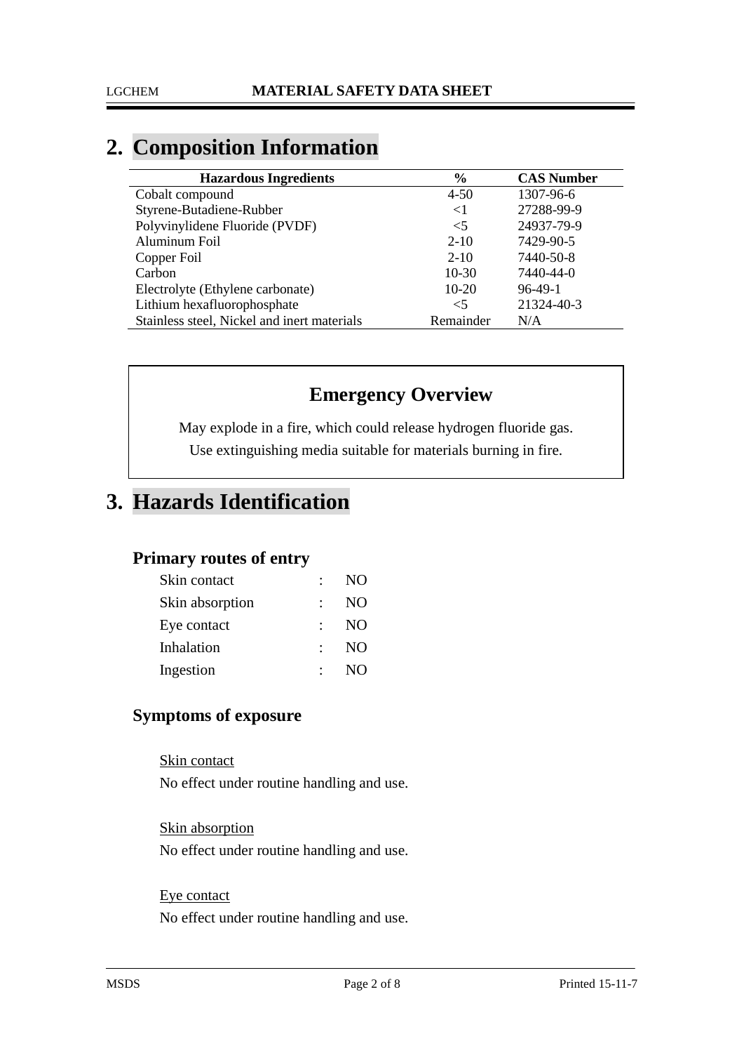## 2. Composition Information

| Hazardous Ingredients | % | CAS Number |
|---|---|---|
| Cobalt compound | 4-50 | 1307-96-6 |
| Styrene-Butadiene-Rubber | <1 | 27288-99-9 |
| Polyvinylidene Fluoride (PVDF) | <5 | 24937-79-9 |
| Aluminum Foil | 2-10 | 7429-90-5 |
| Copper Foil | 2-10 | 7440-50-8 |
| Carbon | 10-30 | 7440-44-0 |
| Electrolyte (Ethylene carbonate) | 10-20 | 96-49-1 |
| Lithium hexafluorophosphate | <5 | 21324-40-3 |
| Stainless steel, Nickel and inert materials | Remainder | N/A |

### Emergency Overview

May explode in a fire, which could release hydrogen fluoride gas.
Use extinguishing media suitable for materials burning in fire.

## 3. Hazards Identification

### Primary routes of entry

- Skin contact : NO
- Skin absorption : NO
- Eye contact : NO
- Inhalation : NO
- Ingestion : NO

### Symptoms of exposure

Skin contact
No effect under routine handling and use.

Skin absorption
No effect under routine handling and use.

Eye contact
No effect under routine handling and use.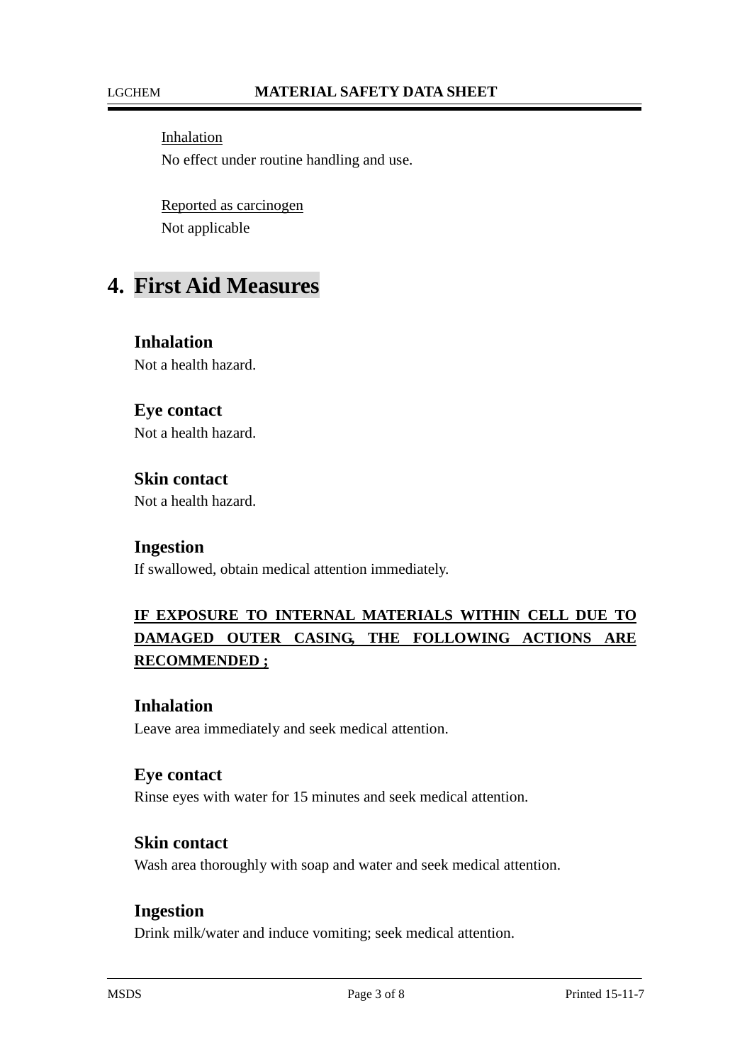<u>Inhalation</u>

No effect under routine handling and use.

<u>Reported as carcinogen</u>

Not applicable

# 4. First Aid Measures

### Inhalation

Not a health hazard.

### Eye contact

Not a health hazard.

### Skin contact

Not a health hazard.

### Ingestion

If swallowed, obtain medical attention immediately.

**<u>IF EXPOSURE TO INTERNAL MATERIALS WITHIN CELL DUE TO DAMAGED OUTER CASING, THE FOLLOWING ACTIONS ARE RECOMMENDED ;</u>**

### Inhalation

Leave area immediately and seek medical attention.

### Eye contact

Rinse eyes with water for 15 minutes and seek medical attention.

### Skin contact

Wash area thoroughly with soap and water and seek medical attention.

### Ingestion

Drink milk/water and induce vomiting; seek medical attention.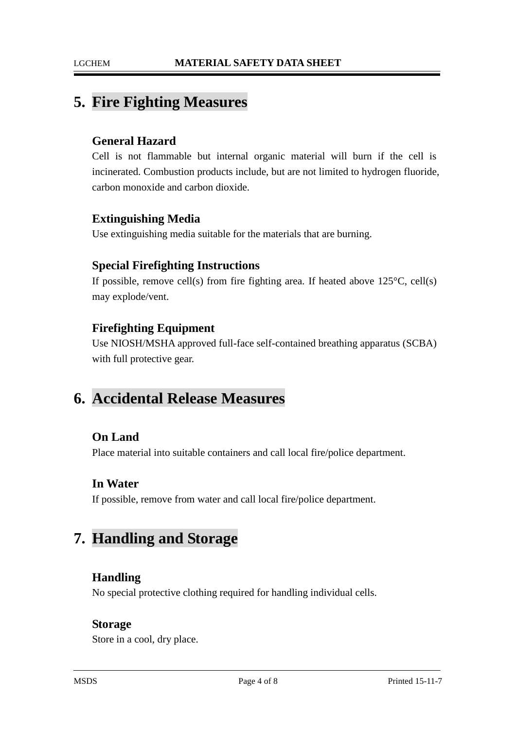## 5. Fire Fighting Measures

### General Hazard

Cell is not flammable but internal organic material will burn if the cell is incinerated. Combustion products include, but are not limited to hydrogen fluoride, carbon monoxide and carbon dioxide.

### Extinguishing Media

Use extinguishing media suitable for the materials that are burning.

### Special Firefighting Instructions

If possible, remove cell(s) from fire fighting area. If heated above 125°C, cell(s) may explode/vent.

### Firefighting Equipment

Use NIOSH/MSHA approved full-face self-contained breathing apparatus (SCBA) with full protective gear.

## 6. Accidental Release Measures

### On Land

Place material into suitable containers and call local fire/police department.

### In Water

If possible, remove from water and call local fire/police department.

## 7. Handling and Storage

### Handling

No special protective clothing required for handling individual cells.

### Storage

Store in a cool, dry place.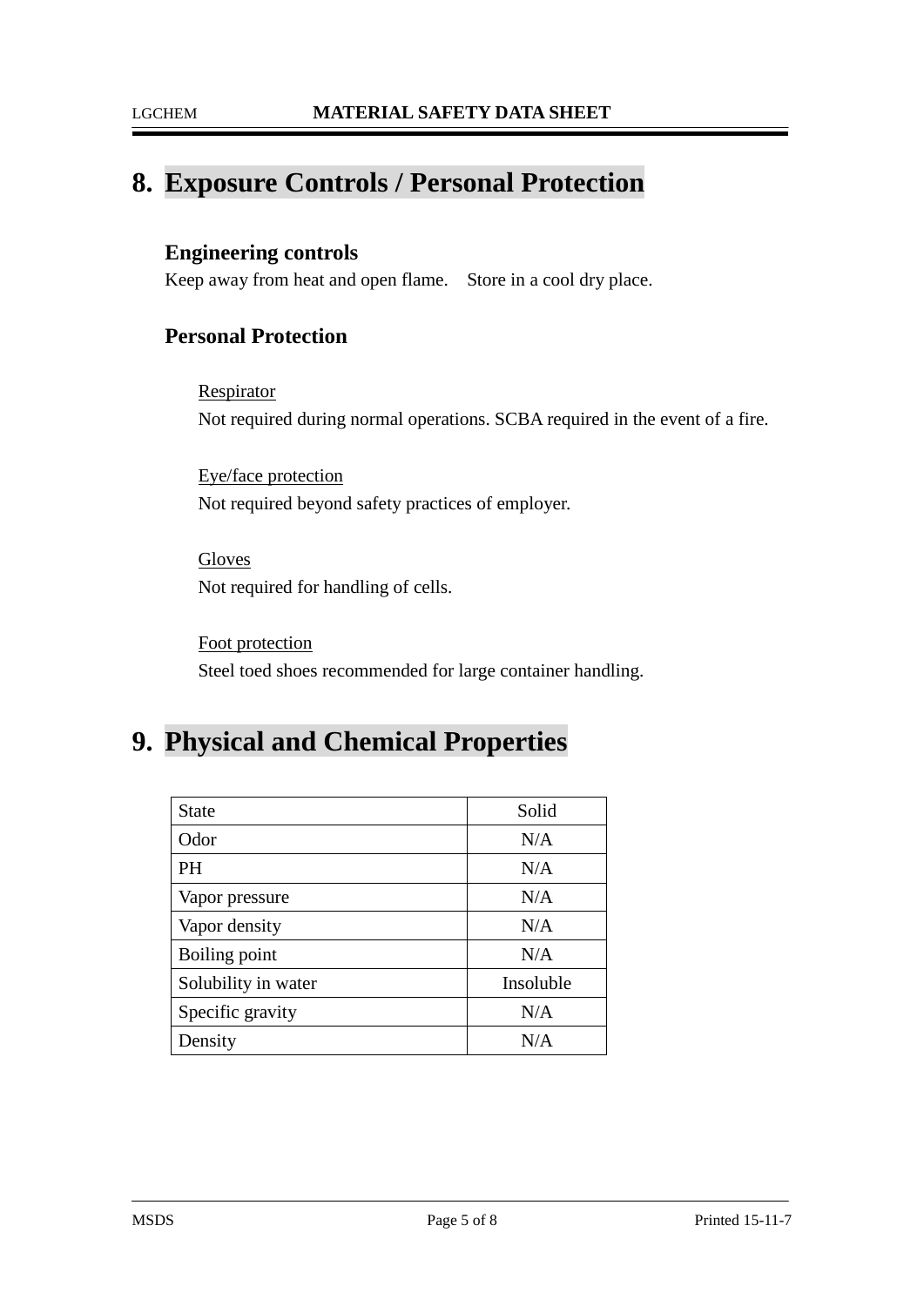## 8. Exposure Controls / Personal Protection

### Engineering controls

Keep away from heat and open flame. Store in a cool dry place.

### Personal Protection

Respirator

Not required during normal operations. SCBA required in the event of a fire.

Eye/face protection

Not required beyond safety practices of employer.

Gloves

Not required for handling of cells.

Foot protection

Steel toed shoes recommended for large container handling.

## 9. Physical and Chemical Properties

| State | Solid |
|---|---|
| Odor | N/A |
| PH | N/A |
| Vapor pressure | N/A |
| Vapor density | N/A |
| Boiling point | N/A |
| Solubility in water | Insoluble |
| Specific gravity | N/A |
| Density | N/A |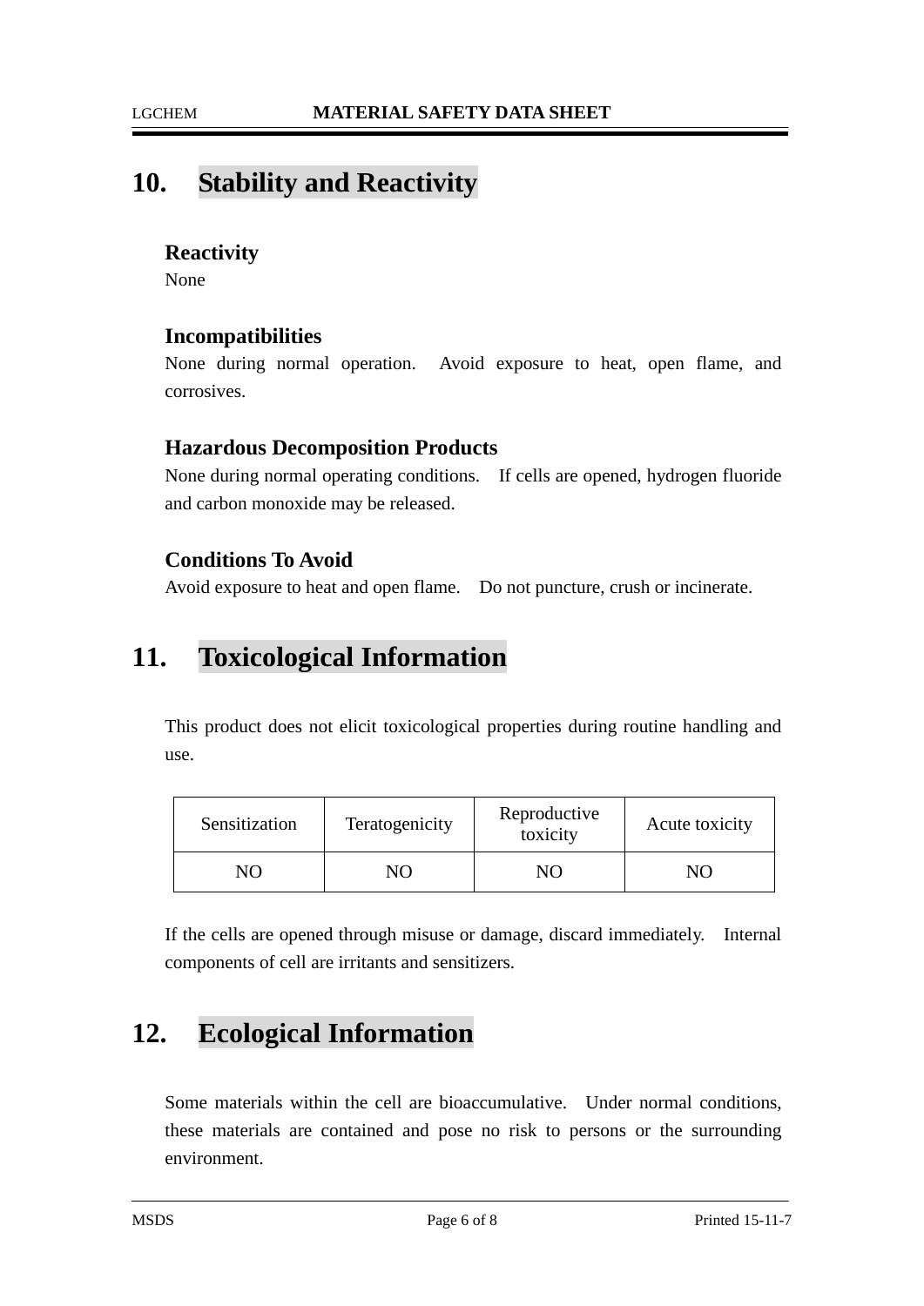## 10. Stability and Reactivity

### Reactivity

None

### Incompatibilities

None during normal operation. Avoid exposure to heat, open flame, and corrosives.

### Hazardous Decomposition Products

None during normal operating conditions. If cells are opened, hydrogen fluoride and carbon monoxide may be released.

### Conditions To Avoid

Avoid exposure to heat and open flame. Do not puncture, crush or incinerate.

## 11. Toxicological Information

This product does not elicit toxicological properties during routine handling and use.

| Sensitization | Teratogenicity | Reproductive toxicity | Acute toxicity |
| --- | --- | --- | --- |
| NO | NO | NO | NO |

If the cells are opened through misuse or damage, discard immediately. Internal components of cell are irritants and sensitizers.

## 12. Ecological Information

Some materials within the cell are bioaccumulative. Under normal conditions, these materials are contained and pose no risk to persons or the surrounding environment.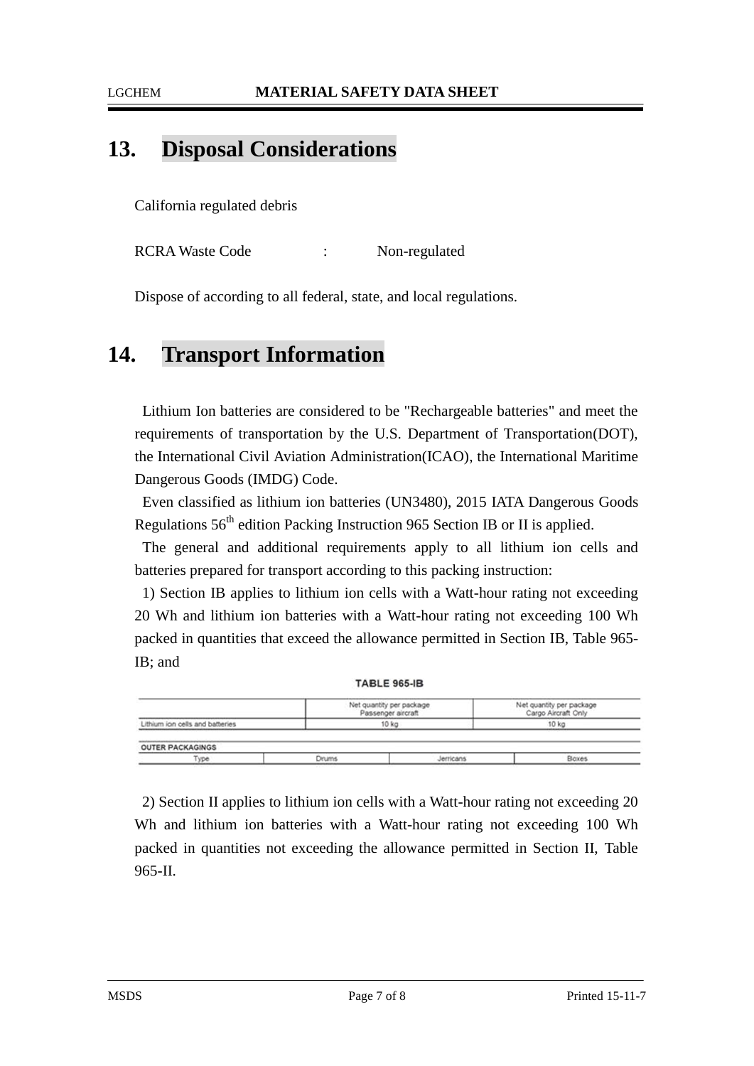## 13. Disposal Considerations

California regulated debris

RCRA Waste Code : Non-regulated

Dispose of according to all federal, state, and local regulations.

## 14. Transport Information

Lithium Ion batteries are considered to be "Rechargeable batteries" and meet the requirements of transportation by the U.S. Department of Transportation(DOT), the International Civil Aviation Administration(ICAO), the International Maritime Dangerous Goods (IMDG) Code.

Even classified as lithium ion batteries (UN3480), 2015 IATA Dangerous Goods Regulations 56th edition Packing Instruction 965 Section IB or II is applied.

The general and additional requirements apply to all lithium ion cells and batteries prepared for transport according to this packing instruction:

1) Section IB applies to lithium ion cells with a Watt-hour rating not exceeding 20 Wh and lithium ion batteries with a Watt-hour rating not exceeding 100 Wh packed in quantities that exceed the allowance permitted in Section IB, Table 965-IB; and

**TABLE 965-IB**

| | Net quantity per package Passenger aircraft | Net quantity per package Cargo Aircraft Only |
|---|---|---|
| Lithium ion cells and batteries | 10 kg | 10 kg |

| OUTER PACKAGINGS | | | |
|---|---|---|---|
| Type | Drums | Jerricans | Boxes |

2) Section II applies to lithium ion cells with a Watt-hour rating not exceeding 20 Wh and lithium ion batteries with a Watt-hour rating not exceeding 100 Wh packed in quantities not exceeding the allowance permitted in Section II, Table 965-II.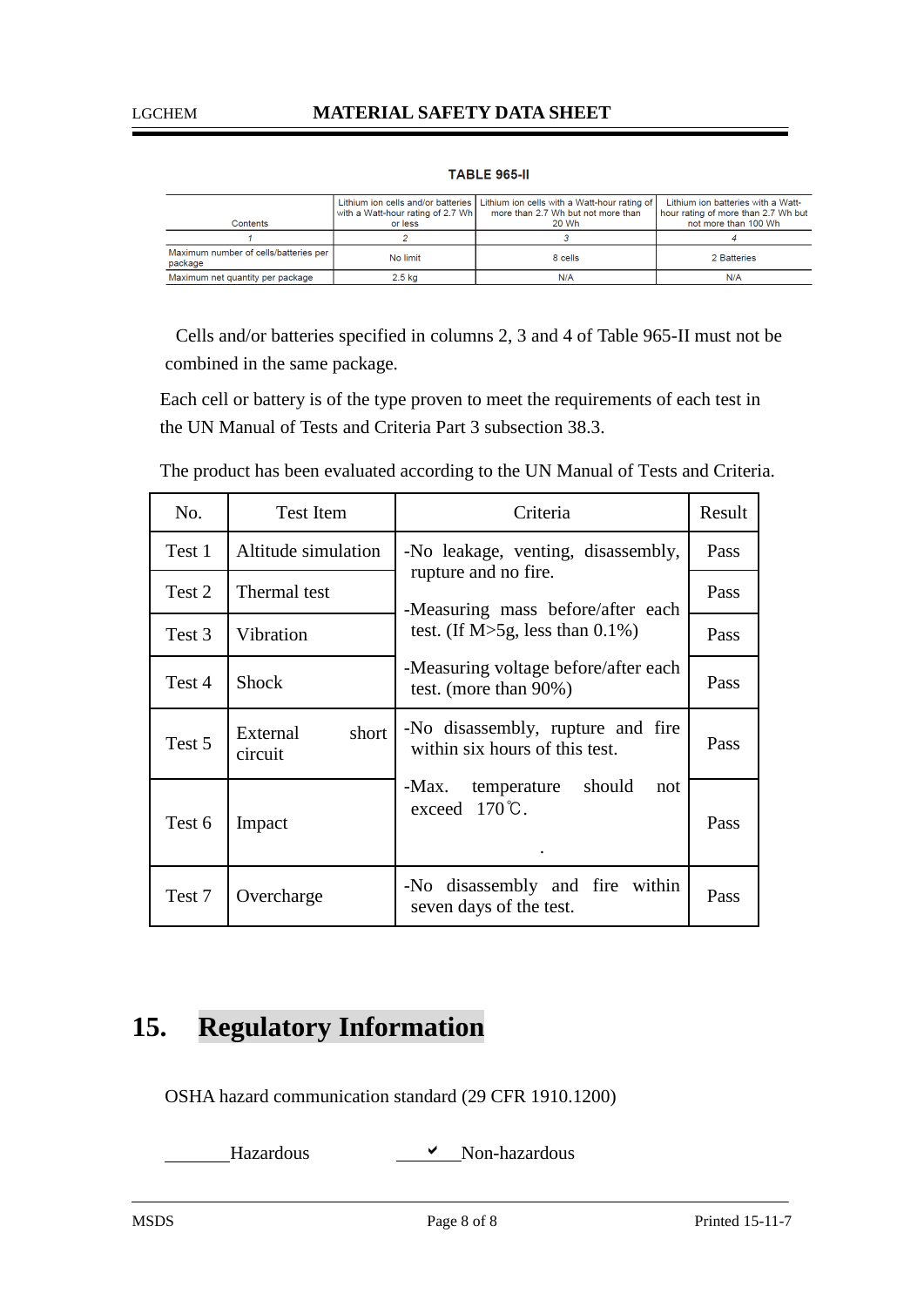**TABLE 965-II**

| Contents | Lithium ion cells and/or batteries with a Watt-hour rating of 2.7 Wh or less | Lithium ion cells with a Watt-hour rating of more than 2.7 Wh but not more than 20 Wh | Lithium ion batteries with a Watt-hour rating of more than 2.7 Wh but not more than 100 Wh |
|---|---|---|---|
| 1 | 2 | 3 | 4 |
| Maximum number of cells/batteries per package | No limit | 8 cells | 2 Batteries |
| Maximum net quantity per package | 2.5 kg | N/A | N/A |

Cells and/or batteries specified in columns 2, 3 and 4 of Table 965-II must not be combined in the same package.

Each cell or battery is of the type proven to meet the requirements of each test in the UN Manual of Tests and Criteria Part 3 subsection 38.3.

The product has been evaluated according to the UN Manual of Tests and Criteria.

| No. | Test Item | Criteria | Result |
|---|---|---|---|
| Test 1 | Altitude simulation | -No leakage, venting, disassembly, rupture and no fire.<br>-Measuring mass before/after each test. (If M>5g, less than 0.1%)<br>-Measuring voltage before/after each test. (more than 90%) | Pass |
| Test 2 | Thermal test | | Pass |
| Test 3 | Vibration | | Pass |
| Test 4 | Shock | | Pass |
| Test 5 | External short circuit | -No disassembly, rupture and fire within six hours of this test.<br>-Max. temperature should not exceed 170℃. | Pass |
| Test 6 | Impact | | Pass |
| Test 7 | Overcharge | -No disassembly and fire within seven days of the test. | Pass |

# 15. Regulatory Information

OSHA hazard communication standard (29 CFR 1910.1200)

\_\_\_\_\_\_\_ Hazardous　　　　\_\_✔\_\_ Non-hazardous